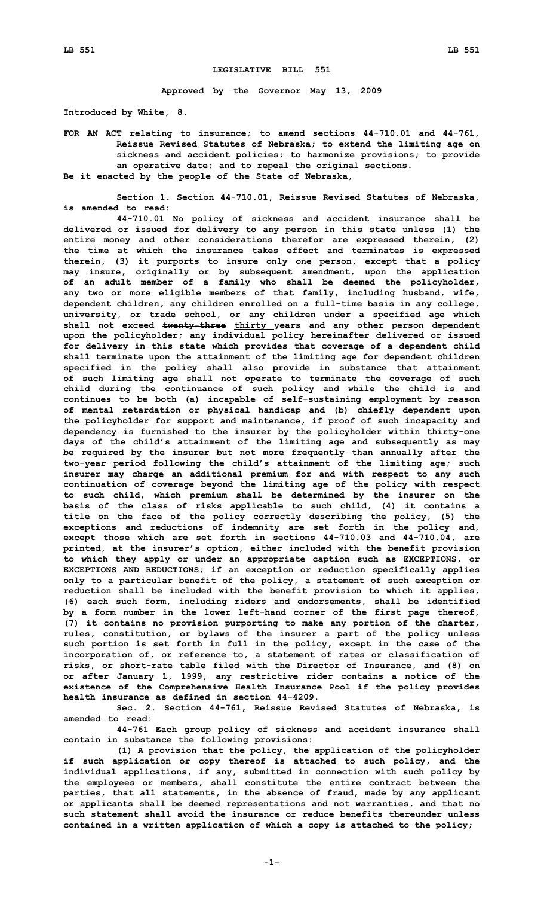# LEGISLATIVE BILL 551

**Approved by the Governor May 13, 2009**

**Introduced by White, 8.**

**FOR AN ACT relating to insurance; to amend sections 44-710.01 and 44-761, Reissue Revised Statutes of Nebraska; to extend the limiting age on sickness and accident policies; to harmonize provisions; to provide an operative date; and to repeal the original sections.**

**Be it enacted by the people of the State of Nebraska,**

**Section 1. Section 44-710.01, Reissue Revised Statutes of Nebraska, is amended to read:**

**44-710.01 No policy of sickness and accident insurance shall be delivered or issued for delivery to any person in this state unless (1) the entire money and other considerations therefor are expressed therein, (2) the time at which the insurance takes effect and terminates is expressed therein, (3) it purports to insure only one person, except that a policy may insure, originally or by subsequent amendment, upon the application of an adult member of a family who shall be deemed the policyholder, any two or more eligible members of that family, including husband, wife, dependent children, any children enrolled on a full-time basis in any college, university, or trade school, or any children under a specified age which shall not exceed ~~twenty-three~~ thirty years and any other person dependent upon the policyholder; any individual policy hereinafter delivered or issued for delivery in this state which provides that coverage of a dependent child shall terminate upon the attainment of the limiting age for dependent children specified in the policy shall also provide in substance that attainment of such limiting age shall not operate to terminate the coverage of such child during the continuance of such policy and while the child is and continues to be both (a) incapable of self-sustaining employment by reason of mental retardation or physical handicap and (b) chiefly dependent upon the policyholder for support and maintenance, if proof of such incapacity and dependency is furnished to the insurer by the policyholder within thirty-one days of the child's attainment of the limiting age and subsequently as may be required by the insurer but not more frequently than annually after the two-year period following the child's attainment of the limiting age; such insurer may charge an additional premium for and with respect to any such continuation of coverage beyond the limiting age of the policy with respect to such child, which premium shall be determined by the insurer on the basis of the class of risks applicable to such child, (4) it contains a title on the face of the policy correctly describing the policy, (5) the exceptions and reductions of indemnity are set forth in the policy and, except those which are set forth in sections 44-710.03 and 44-710.04, are printed, at the insurer's option, either included with the benefit provision to which they apply or under an appropriate caption such as EXCEPTIONS, or EXCEPTIONS AND REDUCTIONS; if an exception or reduction specifically applies only to a particular benefit of the policy, a statement of such exception or reduction shall be included with the benefit provision to which it applies, (6) each such form, including riders and endorsements, shall be identified by a form number in the lower left-hand corner of the first page thereof, (7) it contains no provision purporting to make any portion of the charter, rules, constitution, or bylaws of the insurer a part of the policy unless such portion is set forth in full in the policy, except in the case of the incorporation of, or reference to, a statement of rates or classification of risks, or short-rate table filed with the Director of Insurance, and (8) on or after January 1, 1999, any restrictive rider contains a notice of the existence of the Comprehensive Health Insurance Pool if the policy provides health insurance as defined in section 44-4209.**

**Sec. 2. Section 44-761, Reissue Revised Statutes of Nebraska, is amended to read:**

**44-761 Each group policy of sickness and accident insurance shall contain in substance the following provisions:**

**(1) A provision that the policy, the application of the policyholder if such application or copy thereof is attached to such policy, and the individual applications, if any, submitted in connection with such policy by the employees or members, shall constitute the entire contract between the parties, that all statements, in the absence of fraud, made by any applicant or applicants shall be deemed representations and not warranties, and that no such statement shall avoid the insurance or reduce benefits thereunder unless contained in a written application of which a copy is attached to the policy;**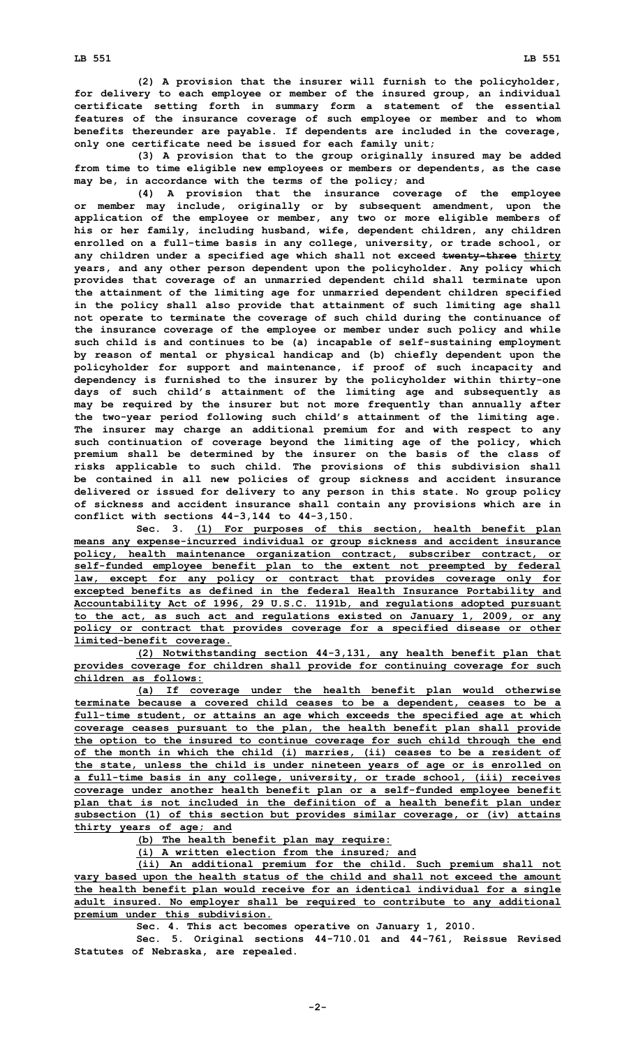(2) A provision that the insurer will furnish to the policyholder, for delivery to each employee or member of the insured group, an individual certificate setting forth in summary form a statement of the essential features of the insurance coverage of such employee or member and to whom benefits thereunder are payable. If dependents are included in the coverage, only one certificate need be issued for each family unit;

(3) A provision that to the group originally insured may be added from time to time eligible new employees or members or dependents, as the case may be, in accordance with the terms of the policy; and

(4) A provision that the insurance coverage of the employee or member may include, originally or by subsequent amendment, upon the application of the employee or member, any two or more eligible members of his or her family, including husband, wife, dependent children, any children enrolled on a full-time basis in any college, university, or trade school, or any children under a specified age which shall not exceed ~~twenty-three~~ thirty years, and any other person dependent upon the policyholder. Any policy which provides that coverage of an unmarried dependent child shall terminate upon the attainment of the limiting age for unmarried dependent children specified in the policy shall also provide that attainment of such limiting age shall not operate to terminate the coverage of such child during the continuance of the insurance coverage of the employee or member under such policy and while such child is and continues to be (a) incapable of self-sustaining employment by reason of mental or physical handicap and (b) chiefly dependent upon the policyholder for support and maintenance, if proof of such incapacity and dependency is furnished to the insurer by the policyholder within thirty-one days of such child's attainment of the limiting age and subsequently as may be required by the insurer but not more frequently than annually after the two-year period following such child's attainment of the limiting age. The insurer may charge an additional premium for and with respect to any such continuation of coverage beyond the limiting age of the policy, which premium shall be determined by the insurer on the basis of the class of risks applicable to such child. The provisions of this subdivision shall be contained in all new policies of group sickness and accident insurance delivered or issued for delivery to any person in this state. No group policy of sickness and accident insurance shall contain any provisions which are in conflict with sections 44-3,144 to 44-3,150.

Sec. 3. (1) For purposes of this section, health benefit plan means any expense-incurred individual or group sickness and accident insurance policy, health maintenance organization contract, subscriber contract, or self-funded employee benefit plan to the extent not preempted by federal law, except for any policy or contract that provides coverage only for excepted benefits as defined in the federal Health Insurance Portability and Accountability Act of 1996, 29 U.S.C. 1191b, and regulations adopted pursuant to the act, as such act and regulations existed on January 1, 2009, or any policy or contract that provides coverage for a specified disease or other limited-benefit coverage.

(2) Notwithstanding section 44-3,131, any health benefit plan that provides coverage for children shall provide for continuing coverage for such children as follows:

(a) If coverage under the health benefit plan would otherwise terminate because a covered child ceases to be a dependent, ceases to be a full-time student, or attains an age which exceeds the specified age at which coverage ceases pursuant to the plan, the health benefit plan shall provide the option to the insured to continue coverage for such child through the end of the month in which the child (i) marries, (ii) ceases to be a resident of the state, unless the child is under nineteen years of age or is enrolled on a full-time basis in any college, university, or trade school, (iii) receives coverage under another health benefit plan or a self-funded employee benefit plan that is not included in the definition of a health benefit plan under subsection (1) of this section but provides similar coverage, or (iv) attains thirty years of age; and

(b) The health benefit plan may require:

(i) A written election from the insured; and

(ii) An additional premium for the child. Such premium shall not vary based upon the health status of the child and shall not exceed the amount the health benefit plan would receive for an identical individual for a single adult insured. No employer shall be required to contribute to any additional premium under this subdivision.

Sec. 4. This act becomes operative on January 1, 2010.

Sec. 5. Original sections 44-710.01 and 44-761, Reissue Revised Statutes of Nebraska, are repealed.